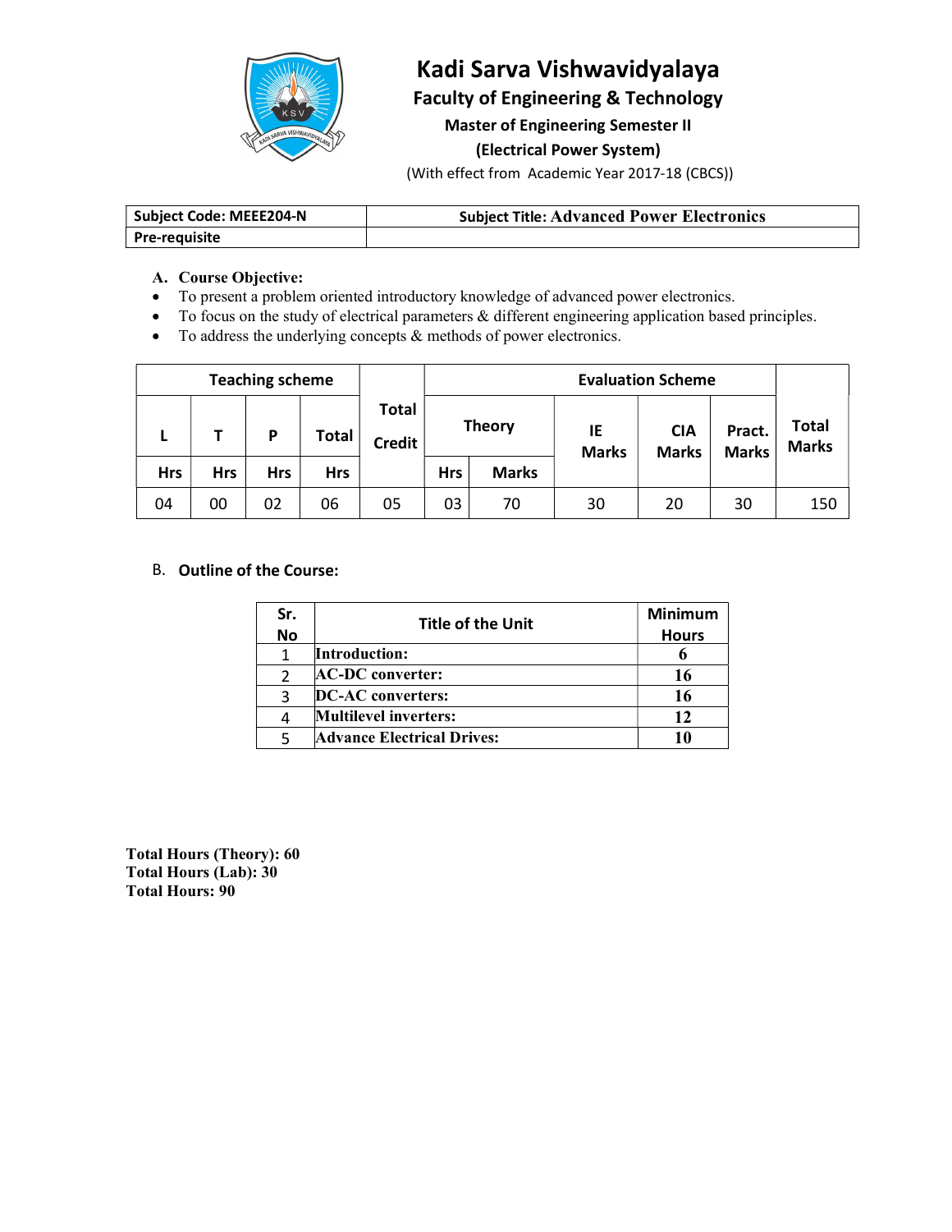# Kadi Sarva Vishwavidyalaya

## Faculty of Engineering & Technology

### Master of Engineering Semester II

### (Electrical Power System)

(With effect from Academic Year 2017-18 (CBCS))

| Subject Code: MEEE204-N | Subject Title: Advanced Power Electronics |
|---|---|
| Pre-requisite | |

**A. Course Objective:**

- To present a problem oriented introductory knowledge of advanced power electronics.
- To focus on the study of electrical parameters & different engineering application based principles.
- To address the underlying concepts & methods of power electronics.

| Teaching scheme | | | | Total Credit | Evaluation Scheme | | | | | Total Marks |
|---|---|---|---|---|---|---|---|---|---|---|
| L | T | P | Total | | Theory | | IE Marks | CIA Marks | Pract. Marks | |
| Hrs | Hrs | Hrs | Hrs | | Hrs | Marks | | | | |
| 04 | 00 | 02 | 06 | 05 | 03 | 70 | 30 | 20 | 30 | 150 |

**B. Outline of the Course:**

| Sr. No | Title of the Unit | Minimum Hours |
|---|---|---|
| 1 | **Introduction:** | **6** |
| 2 | **AC-DC converter:** | **16** |
| 3 | **DC-AC converters:** | **16** |
| 4 | **Multilevel inverters:** | **12** |
| 5 | **Advance Electrical Drives:** | **10** |

**Total Hours (Theory): 60**
**Total Hours (Lab): 30**
**Total Hours: 90**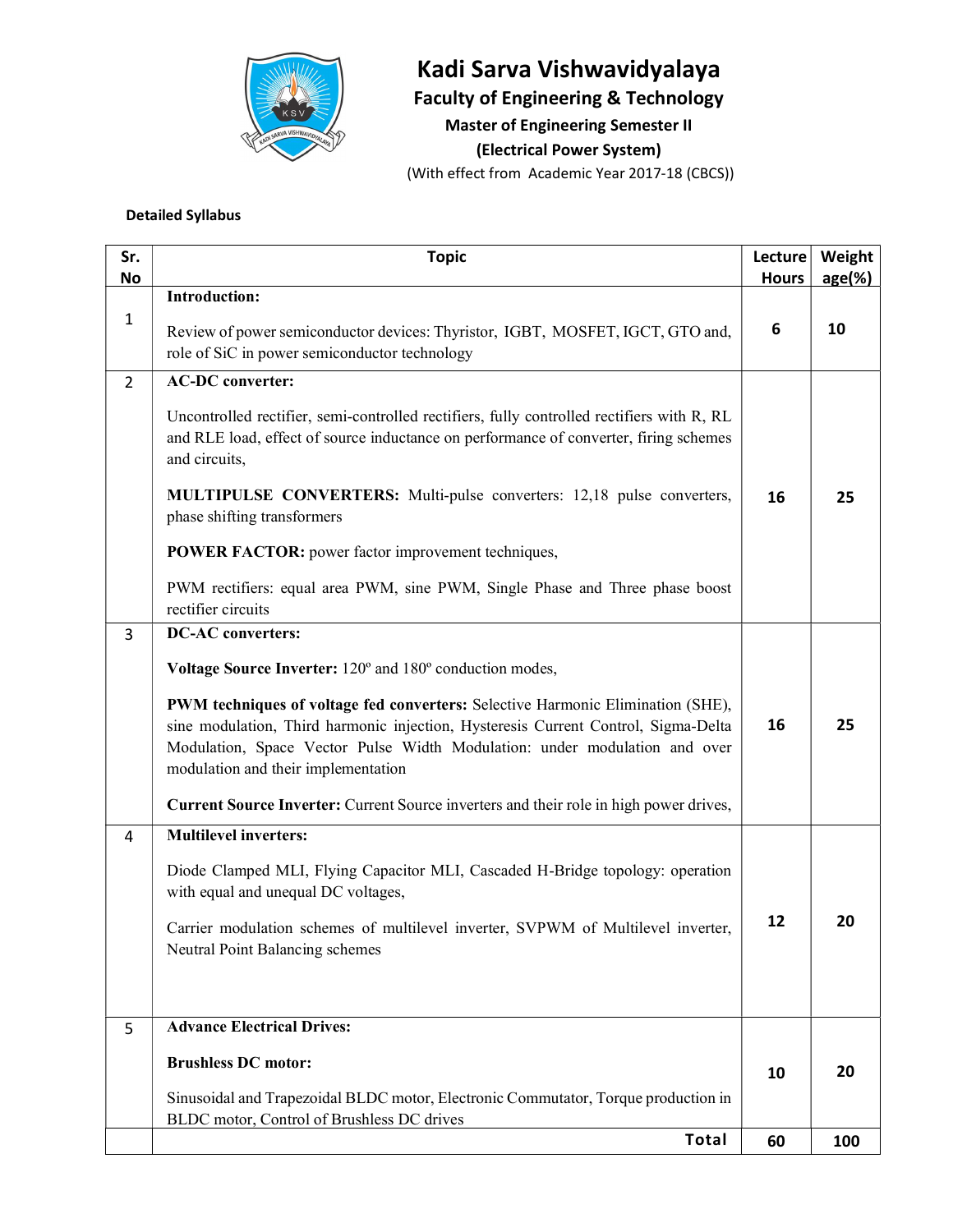# Kadi Sarva Vishwavidyalaya

## Faculty of Engineering & Technology

### Master of Engineering Semester II

### (Electrical Power System)

(With effect from Academic Year 2017-18 (CBCS))

**Detailed Syllabus**

| Sr. No | Topic | Lecture Hours | Weightage(%) |
|---|---|---|---|
| 1 | **Introduction:**<br><br>Review of power semiconductor devices: Thyristor, IGBT, MOSFET, IGCT, GTO and, role of SiC in power semiconductor technology | 6 | 10 |
| 2 | **AC-DC converter:**<br><br>Uncontrolled rectifier, semi-controlled rectifiers, fully controlled rectifiers with R, RL and RLE load, effect of source inductance on performance of converter, firing schemes and circuits,<br><br>**MULTIPULSE CONVERTERS:** Multi-pulse converters: 12,18 pulse converters, phase shifting transformers<br><br>**POWER FACTOR:** power factor improvement techniques,<br><br>PWM rectifiers: equal area PWM, sine PWM, Single Phase and Three phase boost rectifier circuits | 16 | 25 |
| 3 | **DC-AC converters:**<br><br>**Voltage Source Inverter:** 120º and 180º conduction modes,<br><br>**PWM techniques of voltage fed converters:** Selective Harmonic Elimination (SHE), sine modulation, Third harmonic injection, Hysteresis Current Control, Sigma-Delta Modulation, Space Vector Pulse Width Modulation: under modulation and over modulation and their implementation<br><br>**Current Source Inverter:** Current Source inverters and their role in high power drives, | 16 | 25 |
| 4 | **Multilevel inverters:**<br><br>Diode Clamped MLI, Flying Capacitor MLI, Cascaded H-Bridge topology: operation with equal and unequal DC voltages,<br><br>Carrier modulation schemes of multilevel inverter, SVPWM of Multilevel inverter, Neutral Point Balancing schemes | 12 | 20 |
| 5 | **Advance Electrical Drives:**<br><br>**Brushless DC motor:**<br><br>Sinusoidal and Trapezoidal BLDC motor, Electronic Commutator, Torque production in BLDC motor, Control of Brushless DC drives | 10 | 20 |
| | **Total** | 60 | 100 |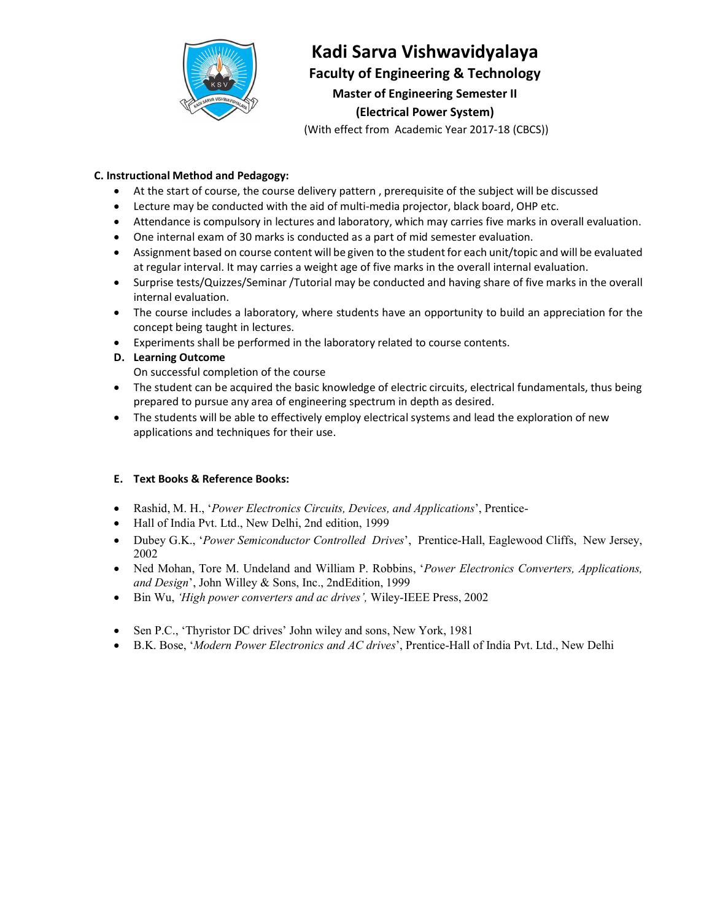# Kadi Sarva Vishwavidyalaya

## Faculty of Engineering & Technology

### Master of Engineering Semester II

### (Electrical Power System)

(With effect from Academic Year 2017-18 (CBCS))

**C. Instructional Method and Pedagogy:**

- At the start of course, the course delivery pattern , prerequisite of the subject will be discussed
- Lecture may be conducted with the aid of multi-media projector, black board, OHP etc.
- Attendance is compulsory in lectures and laboratory, which may carries five marks in overall evaluation.
- One internal exam of 30 marks is conducted as a part of mid semester evaluation.
- Assignment based on course content will be given to the student for each unit/topic and will be evaluated at regular interval. It may carries a weight age of five marks in the overall internal evaluation.
- Surprise tests/Quizzes/Seminar /Tutorial may be conducted and having share of five marks in the overall internal evaluation.
- The course includes a laboratory, where students have an opportunity to build an appreciation for the concept being taught in lectures.
- Experiments shall be performed in the laboratory related to course contents.

**D. Learning Outcome**

On successful completion of the course

- The student can be acquired the basic knowledge of electric circuits, electrical fundamentals, thus being prepared to pursue any area of engineering spectrum in depth as desired.
- The students will be able to effectively employ electrical systems and lead the exploration of new applications and techniques for their use.

**E. Text Books & Reference Books:**

- Rashid, M. H., '*Power Electronics Circuits, Devices, and Applications*', Prentice-
- Hall of India Pvt. Ltd., New Delhi, 2nd edition, 1999
- Dubey G.K., '*Power Semiconductor Controlled Drives*', Prentice-Hall, Eaglewood Cliffs, New Jersey, 2002
- Ned Mohan, Tore M. Undeland and William P. Robbins, '*Power Electronics Converters, Applications, and Design*', John Willey & Sons, Inc., 2ndEdition, 1999
- Bin Wu, *'High power converters and ac drives',* Wiley-IEEE Press, 2002
- Sen P.C., 'Thyristor DC drives' John wiley and sons, New York, 1981
- B.K. Bose, '*Modern Power Electronics and AC drives*', Prentice-Hall of India Pvt. Ltd., New Delhi